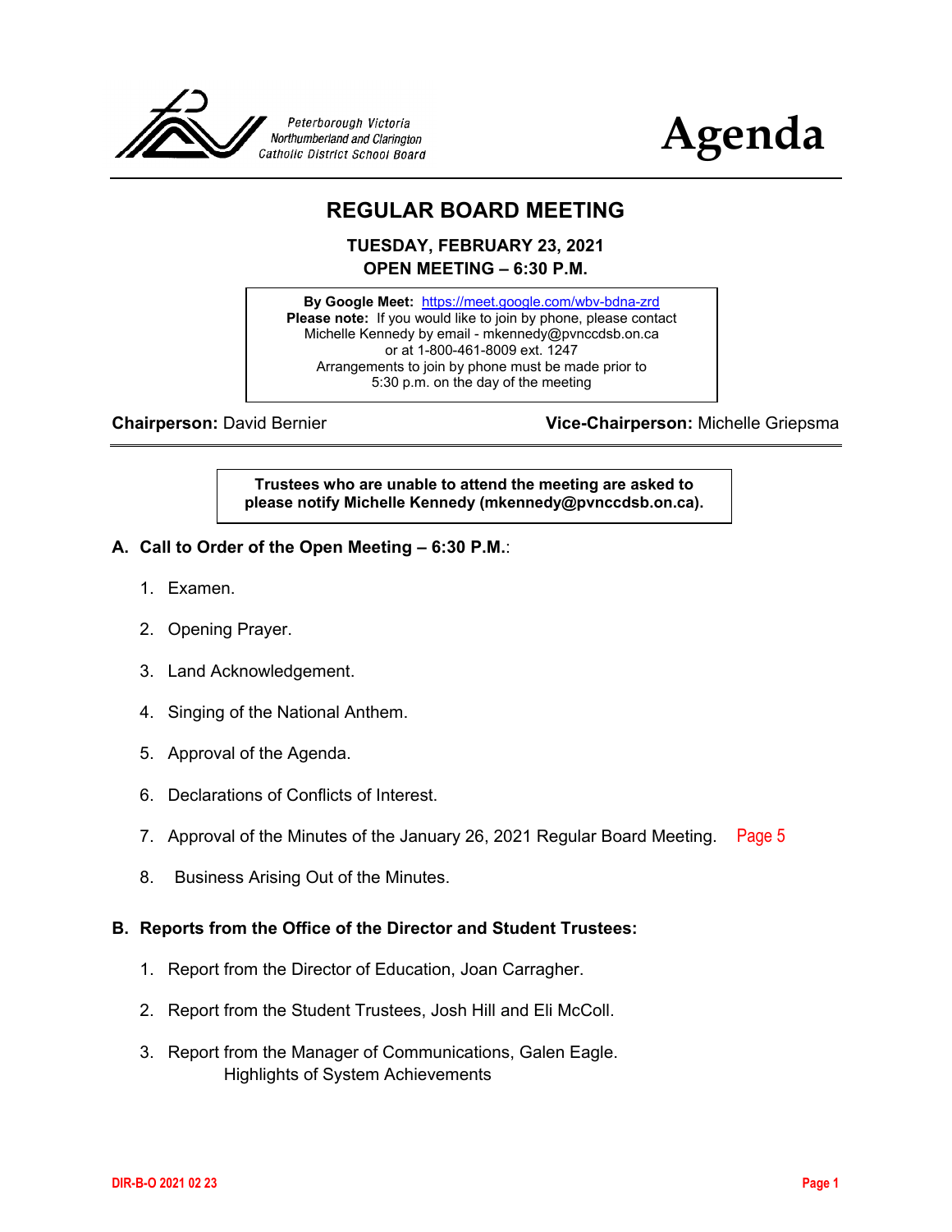Peterborough Victoria Northumberland and Clarington Catholic District School Board

# Agenda

## REGULAR BOARD MEETING

**TUESDAY, FEBRUARY 23, 2021**
**OPEN MEETING – 6:30 P.M.**

**By Google Meet:** https://meet.google.com/wbv-bdna-zrd
**Please note:** If you would like to join by phone, please contact Michelle Kennedy by email - mkennedy@pvnccdsb.on.ca or at 1-800-461-8009 ext. 1247
Arrangements to join by phone must be made prior to 5:30 p.m. on the day of the meeting

**Chairperson:** David Bernier **Vice-Chairperson:** Michelle Griepsma

**Trustees who are unable to attend the meeting are asked to please notify Michelle Kennedy (mkennedy@pvnccdsb.on.ca).**

### A. Call to Order of the Open Meeting – 6:30 P.M.:

1. Examen.
2. Opening Prayer.
3. Land Acknowledgement.
4. Singing of the National Anthem.
5. Approval of the Agenda.
6. Declarations of Conflicts of Interest.
7. Approval of the Minutes of the January 26, 2021 Regular Board Meeting. Page 5
8. Business Arising Out of the Minutes.

### B. Reports from the Office of the Director and Student Trustees:

1. Report from the Director of Education, Joan Carragher.
2. Report from the Student Trustees, Josh Hill and Eli McColl.
3. Report from the Manager of Communications, Galen Eagle.
   Highlights of System Achievements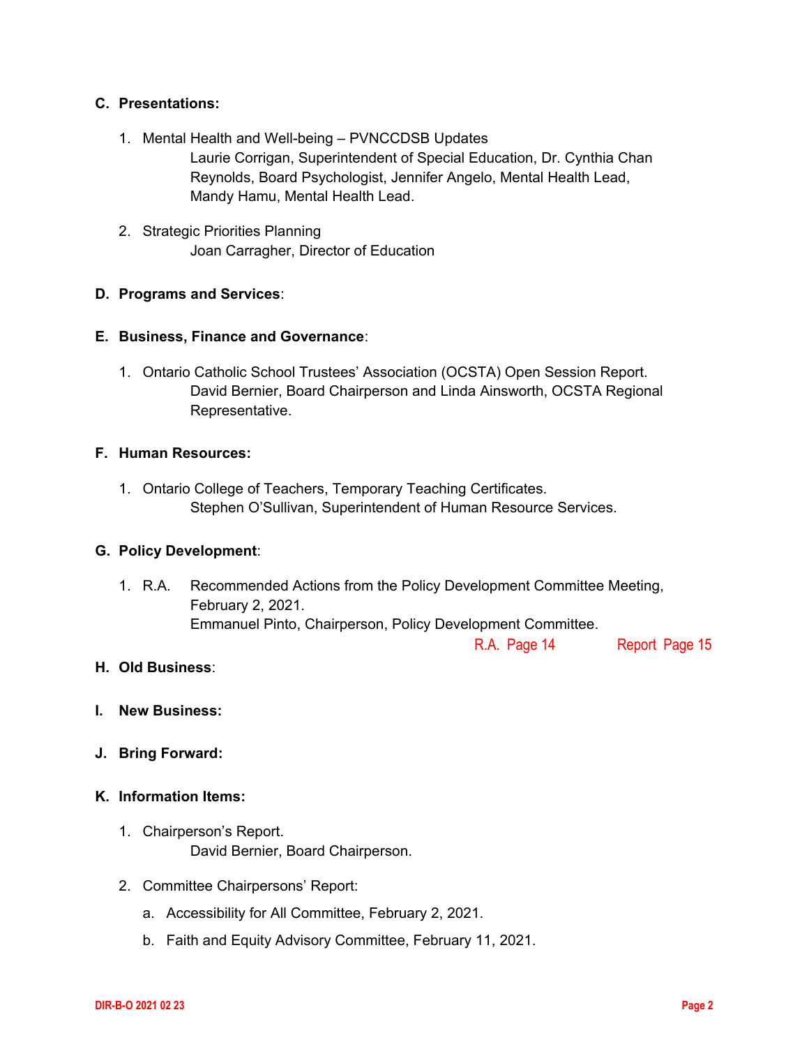**C. Presentations:**

1. Mental Health and Well-being – PVNCCDSB Updates
   Laurie Corrigan, Superintendent of Special Education, Dr. Cynthia Chan Reynolds, Board Psychologist, Jennifer Angelo, Mental Health Lead, Mandy Hamu, Mental Health Lead.

2. Strategic Priorities Planning
   Joan Carragher, Director of Education

**D. Programs and Services**:

**E. Business, Finance and Governance**:

1. Ontario Catholic School Trustees' Association (OCSTA) Open Session Report.
   David Bernier, Board Chairperson and Linda Ainsworth, OCSTA Regional Representative.

**F. Human Resources:**

1. Ontario College of Teachers, Temporary Teaching Certificates.
   Stephen O'Sullivan, Superintendent of Human Resource Services.

**G. Policy Development**:

1. R.A. Recommended Actions from the Policy Development Committee Meeting, February 2, 2021.
   Emmanuel Pinto, Chairperson, Policy Development Committee.
   R.A. Page 14 Report Page 15

**H. Old Business**:

**I. New Business:**

**J. Bring Forward:**

**K. Information Items:**

1. Chairperson's Report.
   David Bernier, Board Chairperson.

2. Committee Chairpersons' Report:
   a. Accessibility for All Committee, February 2, 2021.
   b. Faith and Equity Advisory Committee, February 11, 2021.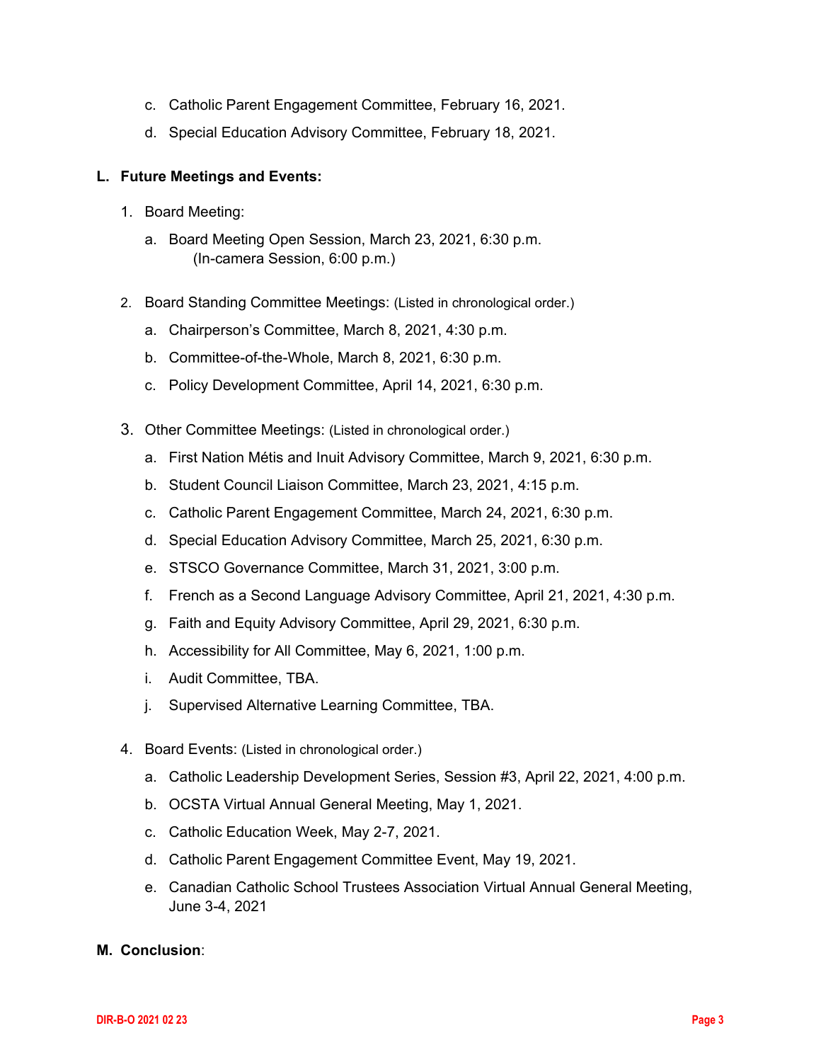c. Catholic Parent Engagement Committee, February 16, 2021.

d. Special Education Advisory Committee, February 18, 2021.

**L. Future Meetings and Events:**

1. Board Meeting:

   a. Board Meeting Open Session, March 23, 2021, 6:30 p.m. (In-camera Session, 6:00 p.m.)

2. Board Standing Committee Meetings: (Listed in chronological order.)

   a. Chairperson's Committee, March 8, 2021, 4:30 p.m.

   b. Committee-of-the-Whole, March 8, 2021, 6:30 p.m.

   c. Policy Development Committee, April 14, 2021, 6:30 p.m.

3. Other Committee Meetings: (Listed in chronological order.)

   a. First Nation Métis and Inuit Advisory Committee, March 9, 2021, 6:30 p.m.

   b. Student Council Liaison Committee, March 23, 2021, 4:15 p.m.

   c. Catholic Parent Engagement Committee, March 24, 2021, 6:30 p.m.

   d. Special Education Advisory Committee, March 25, 2021, 6:30 p.m.

   e. STSCO Governance Committee, March 31, 2021, 3:00 p.m.

   f. French as a Second Language Advisory Committee, April 21, 2021, 4:30 p.m.

   g. Faith and Equity Advisory Committee, April 29, 2021, 6:30 p.m.

   h. Accessibility for All Committee, May 6, 2021, 1:00 p.m.

   i. Audit Committee, TBA.

   j. Supervised Alternative Learning Committee, TBA.

4. Board Events: (Listed in chronological order.)

   a. Catholic Leadership Development Series, Session #3, April 22, 2021, 4:00 p.m.

   b. OCSTA Virtual Annual General Meeting, May 1, 2021.

   c. Catholic Education Week, May 2-7, 2021.

   d. Catholic Parent Engagement Committee Event, May 19, 2021.

   e. Canadian Catholic School Trustees Association Virtual Annual General Meeting, June 3-4, 2021

**M. Conclusion**: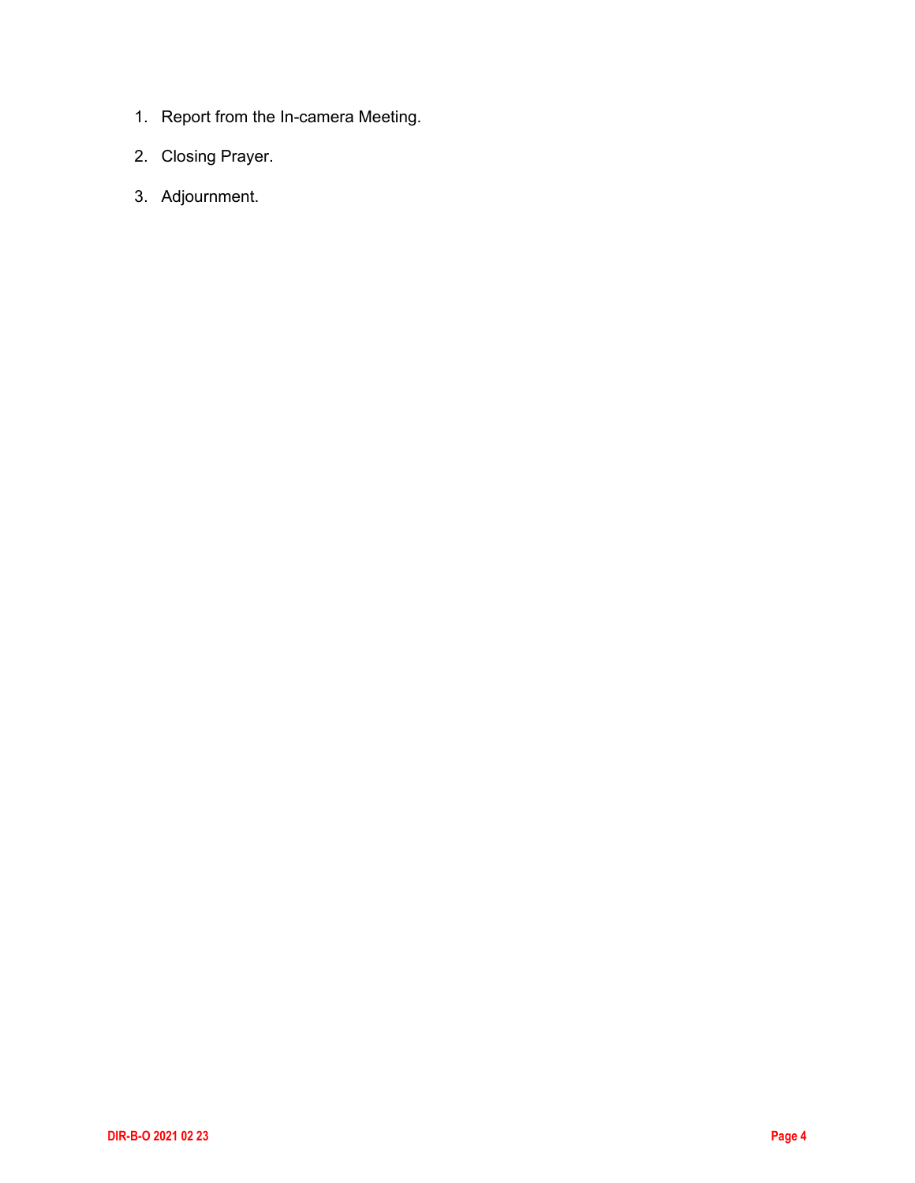1. Report from the In-camera Meeting.
2. Closing Prayer.
3. Adjournment.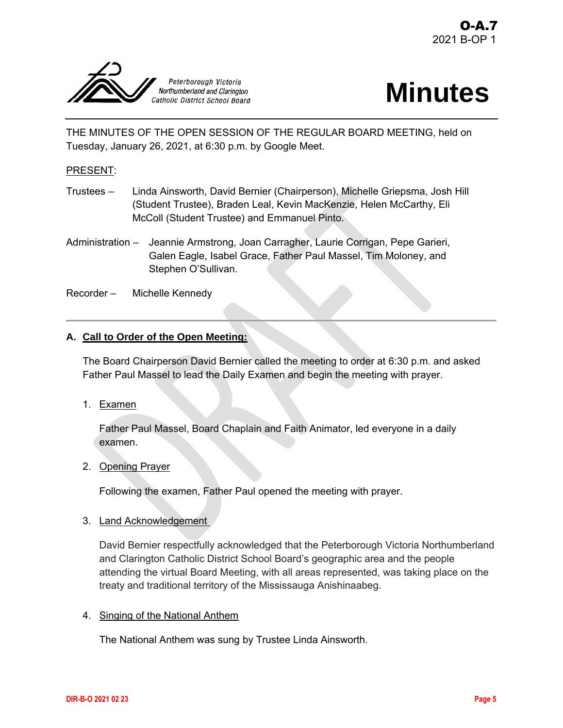O-A.7
2021 B-OP 1

Peterborough Victoria Northumberland and Clarington Catholic District School Board

# Minutes

THE MINUTES OF THE OPEN SESSION OF THE REGULAR BOARD MEETING, held on Tuesday, January 26, 2021, at 6:30 p.m. by Google Meet.

PRESENT:

Trustees – Linda Ainsworth, David Bernier (Chairperson), Michelle Griepsma, Josh Hill (Student Trustee), Braden Leal, Kevin MacKenzie, Helen McCarthy, Eli McColl (Student Trustee) and Emmanuel Pinto.

Administration – Jeannie Armstrong, Joan Carragher, Laurie Corrigan, Pepe Garieri, Galen Eagle, Isabel Grace, Father Paul Massel, Tim Moloney, and Stephen O'Sullivan.

Recorder – Michelle Kennedy

---

## A. Call to Order of the Open Meeting:

The Board Chairperson David Bernier called the meeting to order at 6:30 p.m. and asked Father Paul Massel to lead the Daily Examen and begin the meeting with prayer.

1. Examen

   Father Paul Massel, Board Chaplain and Faith Animator, led everyone in a daily examen.

2. Opening Prayer

   Following the examen, Father Paul opened the meeting with prayer.

3. Land Acknowledgement

   David Bernier respectfully acknowledged that the Peterborough Victoria Northumberland and Clarington Catholic District School Board's geographic area and the people attending the virtual Board Meeting, with all areas represented, was taking place on the treaty and traditional territory of the Mississauga Anishinaabeg.

4. Singing of the National Anthem

   The National Anthem was sung by Trustee Linda Ainsworth.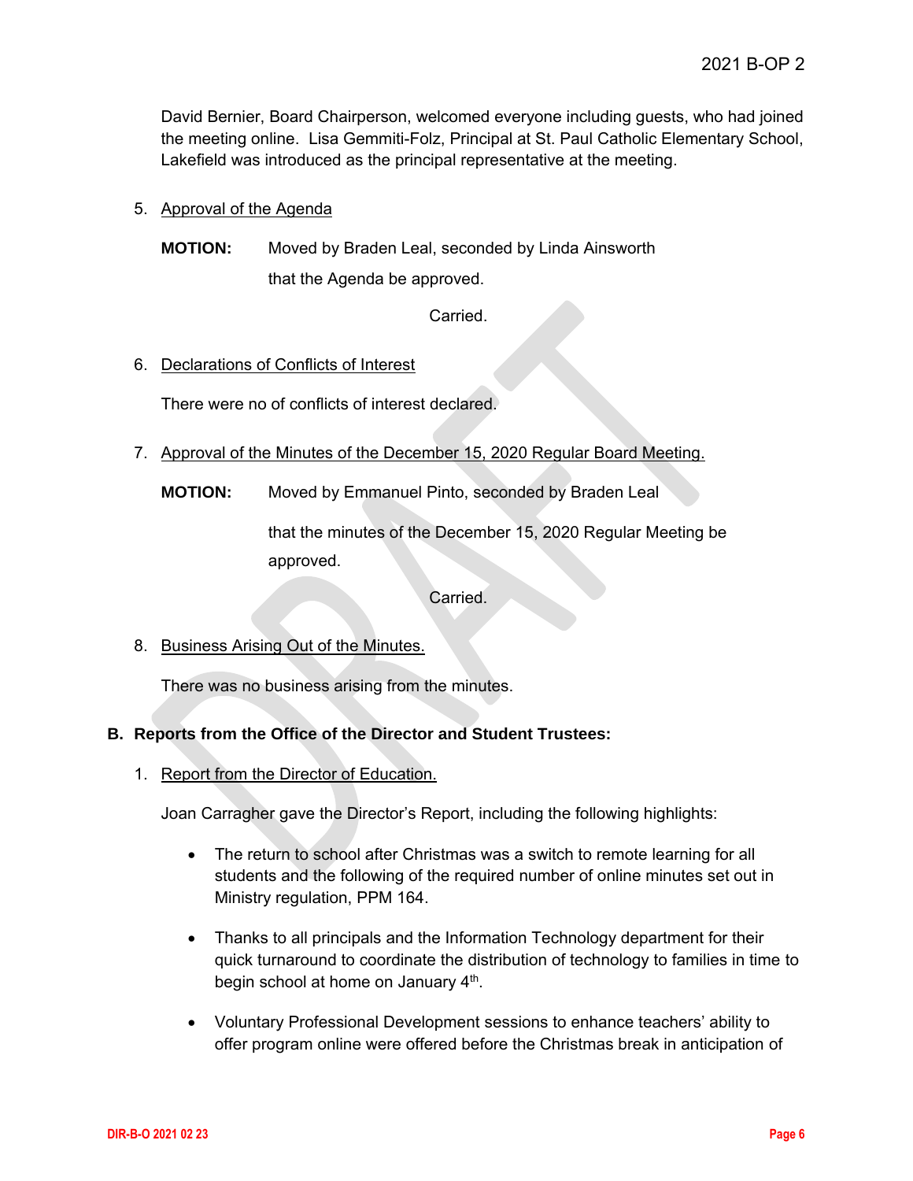David Bernier, Board Chairperson, welcomed everyone including guests, who had joined the meeting online. Lisa Gemmiti-Folz, Principal at St. Paul Catholic Elementary School, Lakefield was introduced as the principal representative at the meeting.

5. Approval of the Agenda

**MOTION:** Moved by Braden Leal, seconded by Linda Ainsworth that the Agenda be approved.

Carried.

6. Declarations of Conflicts of Interest

There were no of conflicts of interest declared.

7. Approval of the Minutes of the December 15, 2020 Regular Board Meeting.

**MOTION:** Moved by Emmanuel Pinto, seconded by Braden Leal that the minutes of the December 15, 2020 Regular Meeting be approved.

Carried.

8. Business Arising Out of the Minutes.

There was no business arising from the minutes.

## B. Reports from the Office of the Director and Student Trustees:

1. Report from the Director of Education.

Joan Carragher gave the Director's Report, including the following highlights:

- The return to school after Christmas was a switch to remote learning for all students and the following of the required number of online minutes set out in Ministry regulation, PPM 164.
- Thanks to all principals and the Information Technology department for their quick turnaround to coordinate the distribution of technology to families in time to begin school at home on January 4th.
- Voluntary Professional Development sessions to enhance teachers' ability to offer program online were offered before the Christmas break in anticipation of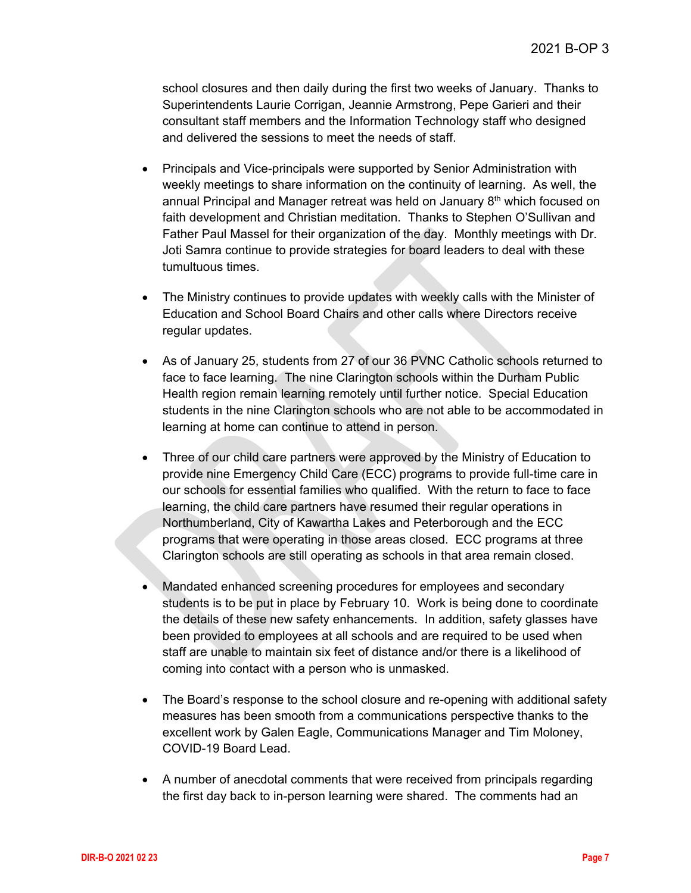school closures and then daily during the first two weeks of January. Thanks to Superintendents Laurie Corrigan, Jeannie Armstrong, Pepe Garieri and their consultant staff members and the Information Technology staff who designed and delivered the sessions to meet the needs of staff.

- Principals and Vice-principals were supported by Senior Administration with weekly meetings to share information on the continuity of learning. As well, the annual Principal and Manager retreat was held on January 8th which focused on faith development and Christian meditation. Thanks to Stephen O'Sullivan and Father Paul Massel for their organization of the day. Monthly meetings with Dr. Joti Samra continue to provide strategies for board leaders to deal with these tumultuous times.

- The Ministry continues to provide updates with weekly calls with the Minister of Education and School Board Chairs and other calls where Directors receive regular updates.

- As of January 25, students from 27 of our 36 PVNC Catholic schools returned to face to face learning. The nine Clarington schools within the Durham Public Health region remain learning remotely until further notice. Special Education students in the nine Clarington schools who are not able to be accommodated in learning at home can continue to attend in person.

- Three of our child care partners were approved by the Ministry of Education to provide nine Emergency Child Care (ECC) programs to provide full-time care in our schools for essential families who qualified. With the return to face to face learning, the child care partners have resumed their regular operations in Northumberland, City of Kawartha Lakes and Peterborough and the ECC programs that were operating in those areas closed. ECC programs at three Clarington schools are still operating as schools in that area remain closed.

- Mandated enhanced screening procedures for employees and secondary students is to be put in place by February 10. Work is being done to coordinate the details of these new safety enhancements. In addition, safety glasses have been provided to employees at all schools and are required to be used when staff are unable to maintain six feet of distance and/or there is a likelihood of coming into contact with a person who is unmasked.

- The Board's response to the school closure and re-opening with additional safety measures has been smooth from a communications perspective thanks to the excellent work by Galen Eagle, Communications Manager and Tim Moloney, COVID-19 Board Lead.

- A number of anecdotal comments that were received from principals regarding the first day back to in-person learning were shared. The comments had an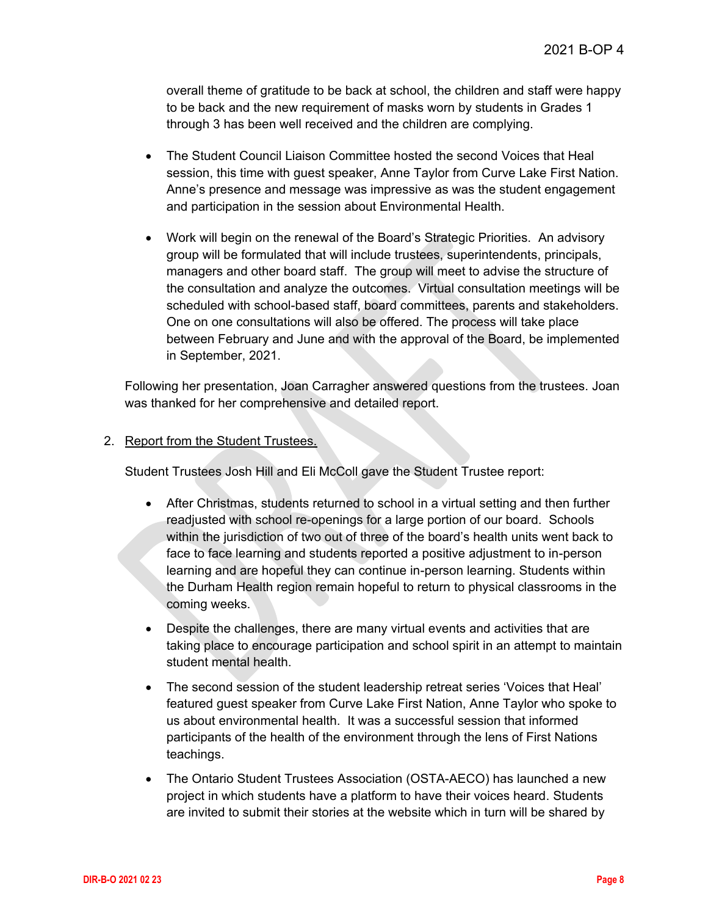overall theme of gratitude to be back at school, the children and staff were happy to be back and the new requirement of masks worn by students in Grades 1 through 3 has been well received and the children are complying.

- The Student Council Liaison Committee hosted the second Voices that Heal session, this time with guest speaker, Anne Taylor from Curve Lake First Nation. Anne's presence and message was impressive as was the student engagement and participation in the session about Environmental Health.

- Work will begin on the renewal of the Board's Strategic Priorities. An advisory group will be formulated that will include trustees, superintendents, principals, managers and other board staff. The group will meet to advise the structure of the consultation and analyze the outcomes. Virtual consultation meetings will be scheduled with school-based staff, board committees, parents and stakeholders. One on one consultations will also be offered. The process will take place between February and June and with the approval of the Board, be implemented in September, 2021.

Following her presentation, Joan Carragher answered questions from the trustees. Joan was thanked for her comprehensive and detailed report.

2. <u>Report from the Student Trustees.</u>

Student Trustees Josh Hill and Eli McColl gave the Student Trustee report:

- After Christmas, students returned to school in a virtual setting and then further readjusted with school re-openings for a large portion of our board. Schools within the jurisdiction of two out of three of the board's health units went back to face to face learning and students reported a positive adjustment to in-person learning and are hopeful they can continue in-person learning. Students within the Durham Health region remain hopeful to return to physical classrooms in the coming weeks.

- Despite the challenges, there are many virtual events and activities that are taking place to encourage participation and school spirit in an attempt to maintain student mental health.

- The second session of the student leadership retreat series 'Voices that Heal' featured guest speaker from Curve Lake First Nation, Anne Taylor who spoke to us about environmental health. It was a successful session that informed participants of the health of the environment through the lens of First Nations teachings.

- The Ontario Student Trustees Association (OSTA-AECO) has launched a new project in which students have a platform to have their voices heard. Students are invited to submit their stories at the website which in turn will be shared by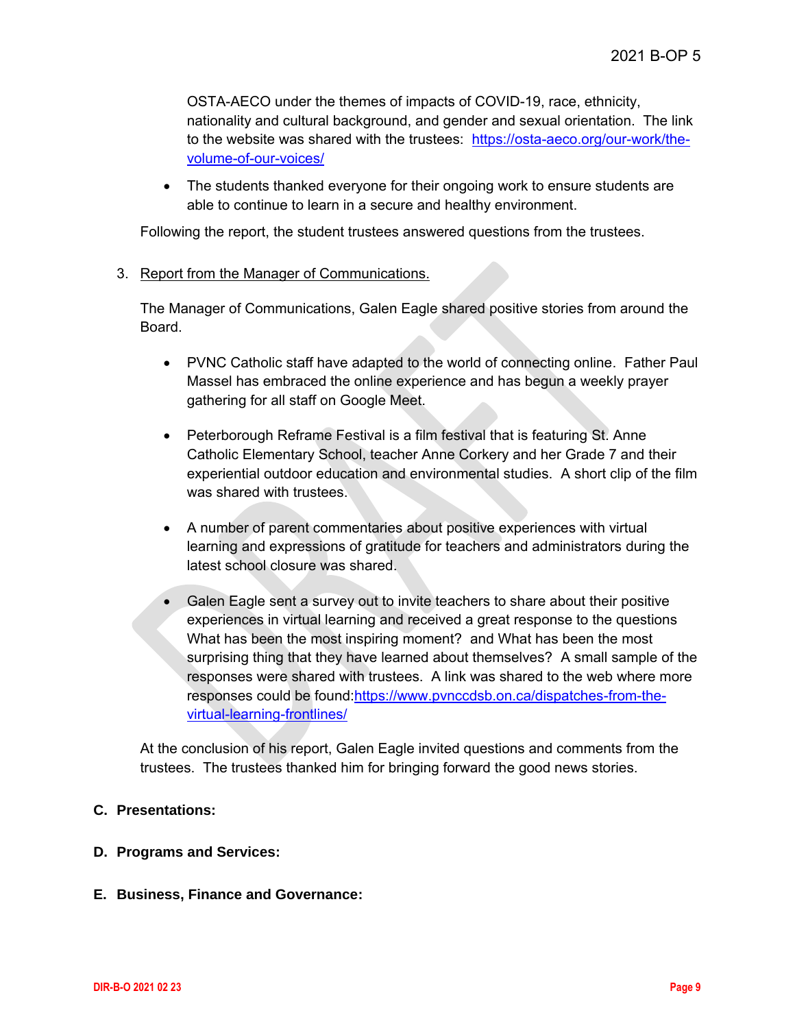OSTA-AECO under the themes of impacts of COVID-19, race, ethnicity, nationality and cultural background, and gender and sexual orientation. The link to the website was shared with the trustees: https://osta-aeco.org/our-work/the-volume-of-our-voices/

- The students thanked everyone for their ongoing work to ensure students are able to continue to learn in a secure and healthy environment.

Following the report, the student trustees answered questions from the trustees.

3. Report from the Manager of Communications.

   The Manager of Communications, Galen Eagle shared positive stories from around the Board.

   - PVNC Catholic staff have adapted to the world of connecting online. Father Paul Massel has embraced the online experience and has begun a weekly prayer gathering for all staff on Google Meet.

   - Peterborough Reframe Festival is a film festival that is featuring St. Anne Catholic Elementary School, teacher Anne Corkery and her Grade 7 and their experiential outdoor education and environmental studies. A short clip of the film was shared with trustees.

   - A number of parent commentaries about positive experiences with virtual learning and expressions of gratitude for teachers and administrators during the latest school closure was shared.

   - Galen Eagle sent a survey out to invite teachers to share about their positive experiences in virtual learning and received a great response to the questions What has been the most inspiring moment? and What has been the most surprising thing that they have learned about themselves? A small sample of the responses were shared with trustees. A link was shared to the web where more responses could be found:https://www.pvnccdsb.on.ca/dispatches-from-the-virtual-learning-frontlines/

   At the conclusion of his report, Galen Eagle invited questions and comments from the trustees. The trustees thanked him for bringing forward the good news stories.

**C. Presentations:**

**D. Programs and Services:**

**E. Business, Finance and Governance:**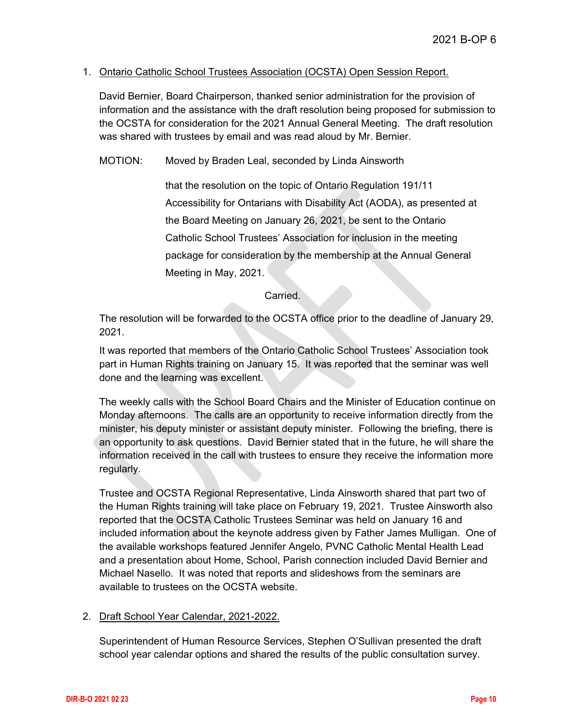1. Ontario Catholic School Trustees Association (OCSTA) Open Session Report.

   David Bernier, Board Chairperson, thanked senior administration for the provision of information and the assistance with the draft resolution being proposed for submission to the OCSTA for consideration for the 2021 Annual General Meeting. The draft resolution was shared with trustees by email and was read aloud by Mr. Bernier.

   MOTION: Moved by Braden Leal, seconded by Linda Ainsworth

   that the resolution on the topic of Ontario Regulation 191/11 Accessibility for Ontarians with Disability Act (AODA), as presented at the Board Meeting on January 26, 2021, be sent to the Ontario Catholic School Trustees' Association for inclusion in the meeting package for consideration by the membership at the Annual General Meeting in May, 2021.

   Carried.

   The resolution will be forwarded to the OCSTA office prior to the deadline of January 29, 2021.

   It was reported that members of the Ontario Catholic School Trustees' Association took part in Human Rights training on January 15. It was reported that the seminar was well done and the learning was excellent.

   The weekly calls with the School Board Chairs and the Minister of Education continue on Monday afternoons. The calls are an opportunity to receive information directly from the minister, his deputy minister or assistant deputy minister. Following the briefing, there is an opportunity to ask questions. David Bernier stated that in the future, he will share the information received in the call with trustees to ensure they receive the information more regularly.

   Trustee and OCSTA Regional Representative, Linda Ainsworth shared that part two of the Human Rights training will take place on February 19, 2021. Trustee Ainsworth also reported that the OCSTA Catholic Trustees Seminar was held on January 16 and included information about the keynote address given by Father James Mulligan. One of the available workshops featured Jennifer Angelo, PVNC Catholic Mental Health Lead and a presentation about Home, School, Parish connection included David Bernier and Michael Nasello. It was noted that reports and slideshows from the seminars are available to trustees on the OCSTA website.

2. Draft School Year Calendar, 2021-2022.

   Superintendent of Human Resource Services, Stephen O'Sullivan presented the draft school year calendar options and shared the results of the public consultation survey.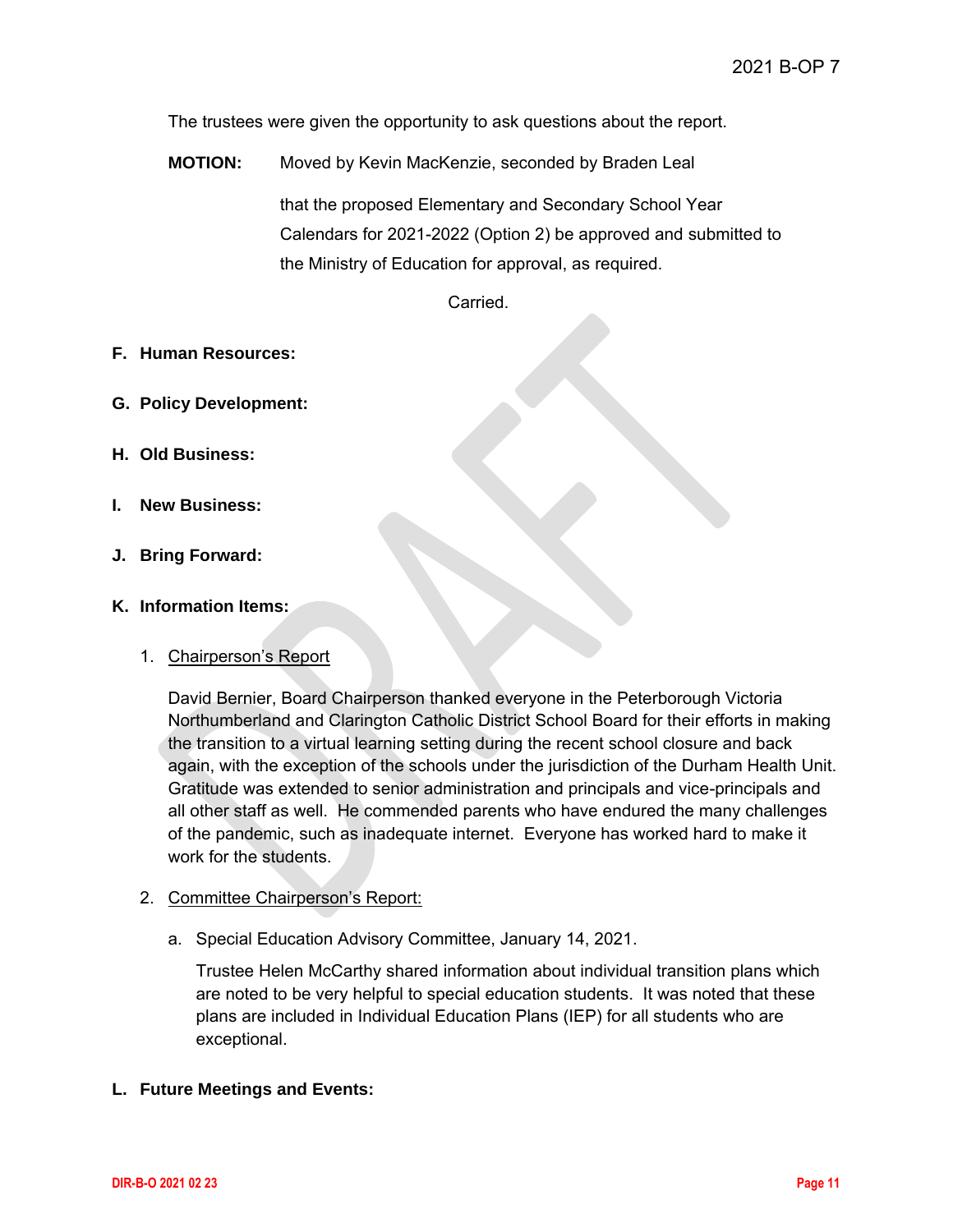The trustees were given the opportunity to ask questions about the report.

**MOTION:** Moved by Kevin MacKenzie, seconded by Braden Leal

that the proposed Elementary and Secondary School Year Calendars for 2021-2022 (Option 2) be approved and submitted to the Ministry of Education for approval, as required.

Carried.

## F. Human Resources:

## G. Policy Development:

## H. Old Business:

## I. New Business:

## J. Bring Forward:

## K. Information Items:

1. Chairperson's Report

   David Bernier, Board Chairperson thanked everyone in the Peterborough Victoria Northumberland and Clarington Catholic District School Board for their efforts in making the transition to a virtual learning setting during the recent school closure and back again, with the exception of the schools under the jurisdiction of the Durham Health Unit. Gratitude was extended to senior administration and principals and vice-principals and all other staff as well. He commended parents who have endured the many challenges of the pandemic, such as inadequate internet. Everyone has worked hard to make it work for the students.

2. Committee Chairperson's Report:

   a. Special Education Advisory Committee, January 14, 2021.

      Trustee Helen McCarthy shared information about individual transition plans which are noted to be very helpful to special education students. It was noted that these plans are included in Individual Education Plans (IEP) for all students who are exceptional.

## L. Future Meetings and Events: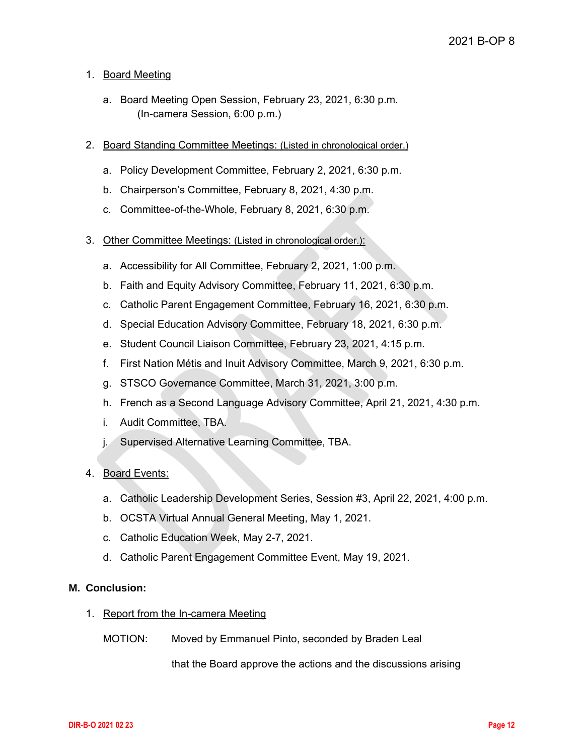1. Board Meeting

   a. Board Meeting Open Session, February 23, 2021, 6:30 p.m.
      (In-camera Session, 6:00 p.m.)

2. Board Standing Committee Meetings: (Listed in chronological order.)

   a. Policy Development Committee, February 2, 2021, 6:30 p.m.

   b. Chairperson's Committee, February 8, 2021, 4:30 p.m.

   c. Committee-of-the-Whole, February 8, 2021, 6:30 p.m.

3. Other Committee Meetings: (Listed in chronological order.):

   a. Accessibility for All Committee, February 2, 2021, 1:00 p.m.

   b. Faith and Equity Advisory Committee, February 11, 2021, 6:30 p.m.

   c. Catholic Parent Engagement Committee, February 16, 2021, 6:30 p.m.

   d. Special Education Advisory Committee, February 18, 2021, 6:30 p.m.

   e. Student Council Liaison Committee, February 23, 2021, 4:15 p.m.

   f. First Nation Métis and Inuit Advisory Committee, March 9, 2021, 6:30 p.m.

   g. STSCO Governance Committee, March 31, 2021, 3:00 p.m.

   h. French as a Second Language Advisory Committee, April 21, 2021, 4:30 p.m.

   i. Audit Committee, TBA.

   j. Supervised Alternative Learning Committee, TBA.

4. Board Events:

   a. Catholic Leadership Development Series, Session #3, April 22, 2021, 4:00 p.m.

   b. OCSTA Virtual Annual General Meeting, May 1, 2021.

   c. Catholic Education Week, May 2-7, 2021.

   d. Catholic Parent Engagement Committee Event, May 19, 2021.

## M. Conclusion:

1. Report from the In-camera Meeting

   MOTION: Moved by Emmanuel Pinto, seconded by Braden Leal

   that the Board approve the actions and the discussions arising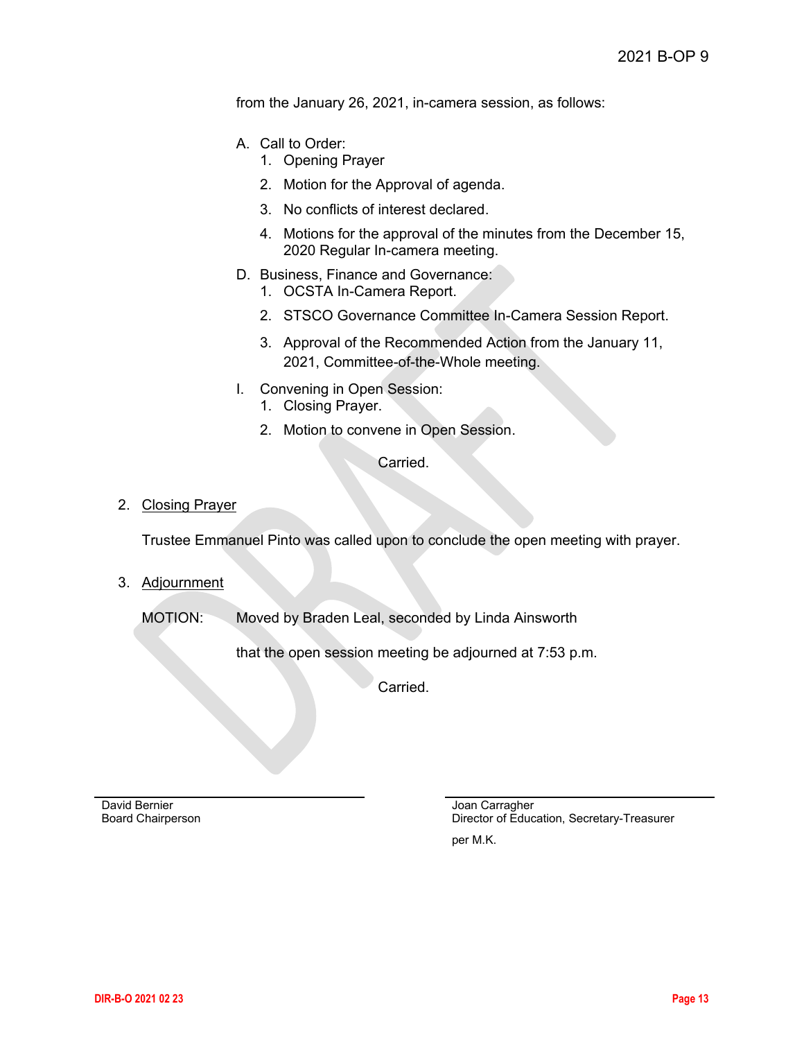from the January 26, 2021, in-camera session, as follows:

A. Call to Order:
   1. Opening Prayer
   2. Motion for the Approval of agenda.
   3. No conflicts of interest declared.
   4. Motions for the approval of the minutes from the December 15, 2020 Regular In-camera meeting.

D. Business, Finance and Governance:
   1. OCSTA In-Camera Report.
   2. STSCO Governance Committee In-Camera Session Report.
   3. Approval of the Recommended Action from the January 11, 2021, Committee-of-the-Whole meeting.

I. Convening in Open Session:
   1. Closing Prayer.
   2. Motion to convene in Open Session.

Carried.

2. Closing Prayer

   Trustee Emmanuel Pinto was called upon to conclude the open meeting with prayer.

3. Adjournment

   MOTION: Moved by Braden Leal, seconded by Linda Ainsworth

   that the open session meeting be adjourned at 7:53 p.m.

   Carried.

David Bernier
Board Chairperson

Joan Carragher
Director of Education, Secretary-Treasurer

per M.K.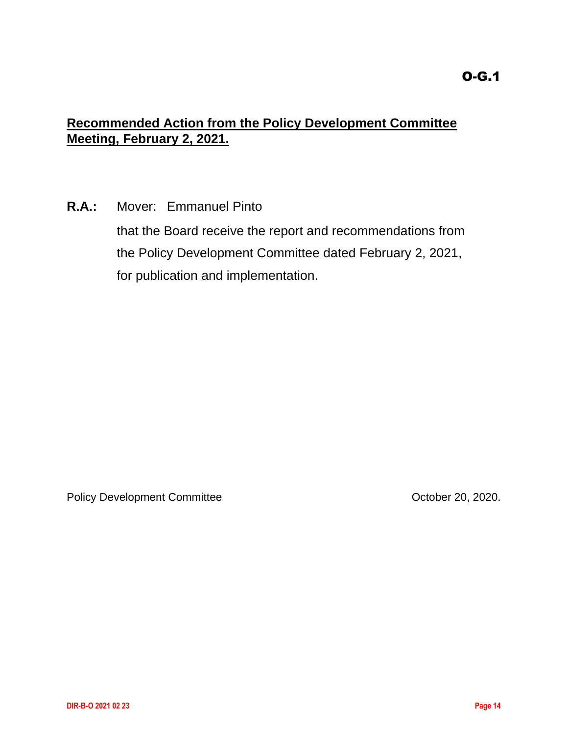O-G.1

**Recommended Action from the Policy Development Committee Meeting, February 2, 2021.**

**R.A.:** Mover: Emmanuel Pinto

that the Board receive the report and recommendations from the Policy Development Committee dated February 2, 2021, for publication and implementation.

Policy Development Committee October 20, 2020.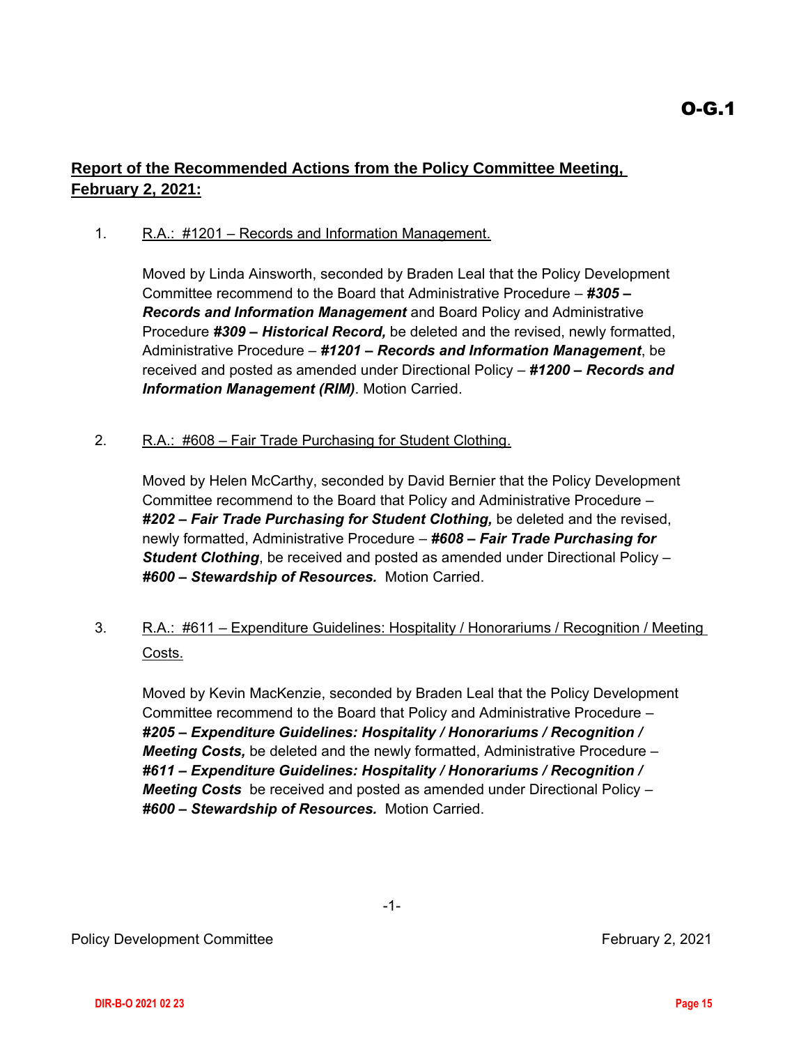O-G.1

**Report of the Recommended Actions from the Policy Committee Meeting, February 2, 2021:**

1. R.A.: #1201 – Records and Information Management.

   Moved by Linda Ainsworth, seconded by Braden Leal that the Policy Development Committee recommend to the Board that Administrative Procedure – ***#305 – Records and Information Management*** and Board Policy and Administrative Procedure ***#309 – Historical Record,*** be deleted and the revised, newly formatted, Administrative Procedure – ***#1201 – Records and Information Management***, be received and posted as amended under Directional Policy – ***#1200 – Records and Information Management (RIM)***. Motion Carried.

2. R.A.: #608 – Fair Trade Purchasing for Student Clothing.

   Moved by Helen McCarthy, seconded by David Bernier that the Policy Development Committee recommend to the Board that Policy and Administrative Procedure – ***#202 – Fair Trade Purchasing for Student Clothing,*** be deleted and the revised, newly formatted, Administrative Procedure – ***#608 – Fair Trade Purchasing for Student Clothing***, be received and posted as amended under Directional Policy – ***#600 – Stewardship of Resources.*** Motion Carried.

3. R.A.: #611 – Expenditure Guidelines: Hospitality / Honorariums / Recognition / Meeting Costs.

   Moved by Kevin MacKenzie, seconded by Braden Leal that the Policy Development Committee recommend to the Board that Policy and Administrative Procedure – ***#205 – Expenditure Guidelines: Hospitality / Honorariums / Recognition / Meeting Costs,*** be deleted and the newly formatted, Administrative Procedure – ***#611 – Expenditure Guidelines: Hospitality / Honorariums / Recognition / Meeting Costs*** be received and posted as amended under Directional Policy – ***#600 – Stewardship of Resources.*** Motion Carried.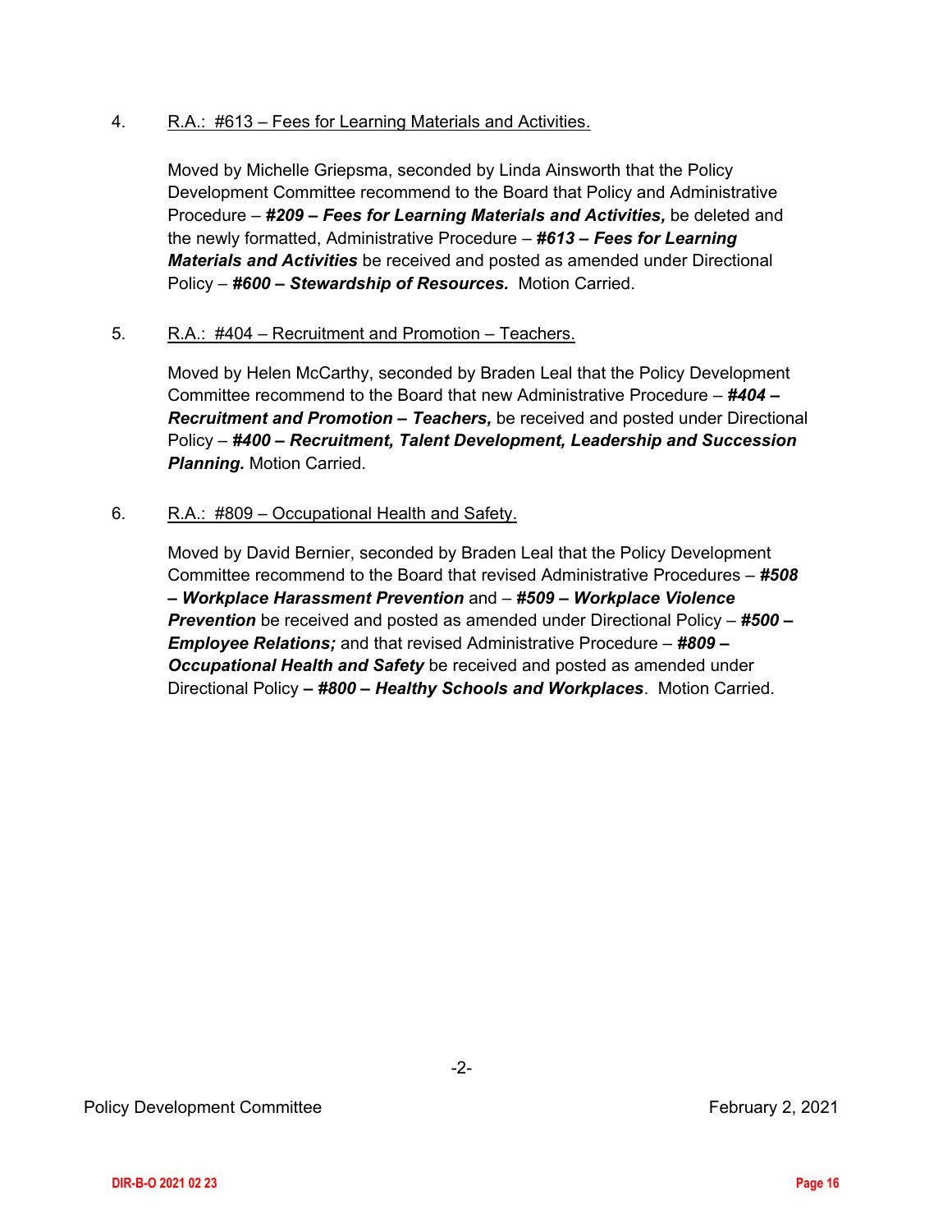4. R.A.: #613 – Fees for Learning Materials and Activities.

   Moved by Michelle Griepsma, seconded by Linda Ainsworth that the Policy Development Committee recommend to the Board that Policy and Administrative Procedure – ***#209 – Fees for Learning Materials and Activities,*** be deleted and the newly formatted, Administrative Procedure – ***#613 – Fees for Learning Materials and Activities*** be received and posted as amended under Directional Policy – ***#600 – Stewardship of Resources.*** Motion Carried.

5. R.A.: #404 – Recruitment and Promotion – Teachers.

   Moved by Helen McCarthy, seconded by Braden Leal that the Policy Development Committee recommend to the Board that new Administrative Procedure – ***#404 – Recruitment and Promotion – Teachers,*** be received and posted under Directional Policy – ***#400 – Recruitment, Talent Development, Leadership and Succession Planning.*** Motion Carried.

6. R.A.: #809 – Occupational Health and Safety.

   Moved by David Bernier, seconded by Braden Leal that the Policy Development Committee recommend to the Board that revised Administrative Procedures – ***#508 – Workplace Harassment Prevention*** and – ***#509 – Workplace Violence Prevention*** be received and posted as amended under Directional Policy – ***#500 – Employee Relations;*** and that revised Administrative Procedure – ***#809 – Occupational Health and Safety*** be received and posted as amended under Directional Policy ***– #800 – Healthy Schools and Workplaces***. Motion Carried.